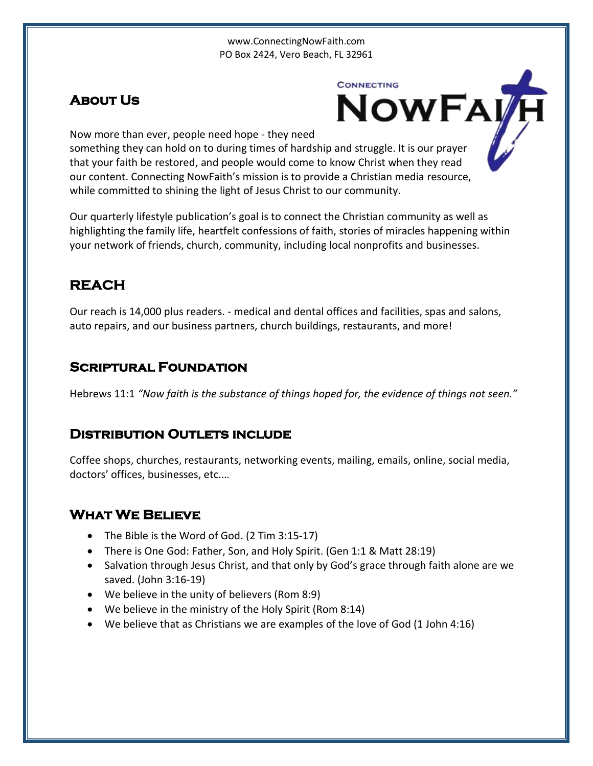www.ConnectingNowFaith.com
PO Box 2424, Vero Beach, FL 32961

## About Us

Now more than ever, people need hope - they need something they can hold on to during times of hardship and struggle. It is our prayer that your faith be restored, and people would come to know Christ when they read our content. Connecting NowFaith's mission is to provide a Christian media resource, while committed to shining the light of Jesus Christ to our community.

Our quarterly lifestyle publication's goal is to connect the Christian community as well as highlighting the family life, heartfelt confessions of faith, stories of miracles happening within your network of friends, church, community, including local nonprofits and businesses.

## REACH

Our reach is 14,000 plus readers. - medical and dental offices and facilities, spas and salons, auto repairs, and our business partners, church buildings, restaurants, and more!

## Scriptural Foundation

Hebrews 11:1 *"Now faith is the substance of things hoped for, the evidence of things not seen."*

## Distribution Outlets include

Coffee shops, churches, restaurants, networking events, mailing, emails, online, social media, doctors' offices, businesses, etc.…

## What We Believe

- The Bible is the Word of God. (2 Tim 3:15-17)
- There is One God: Father, Son, and Holy Spirit. (Gen 1:1 & Matt 28:19)
- Salvation through Jesus Christ, and that only by God's grace through faith alone are we saved. (John 3:16-19)
- We believe in the unity of believers (Rom 8:9)
- We believe in the ministry of the Holy Spirit (Rom 8:14)
- We believe that as Christians we are examples of the love of God (1 John 4:16)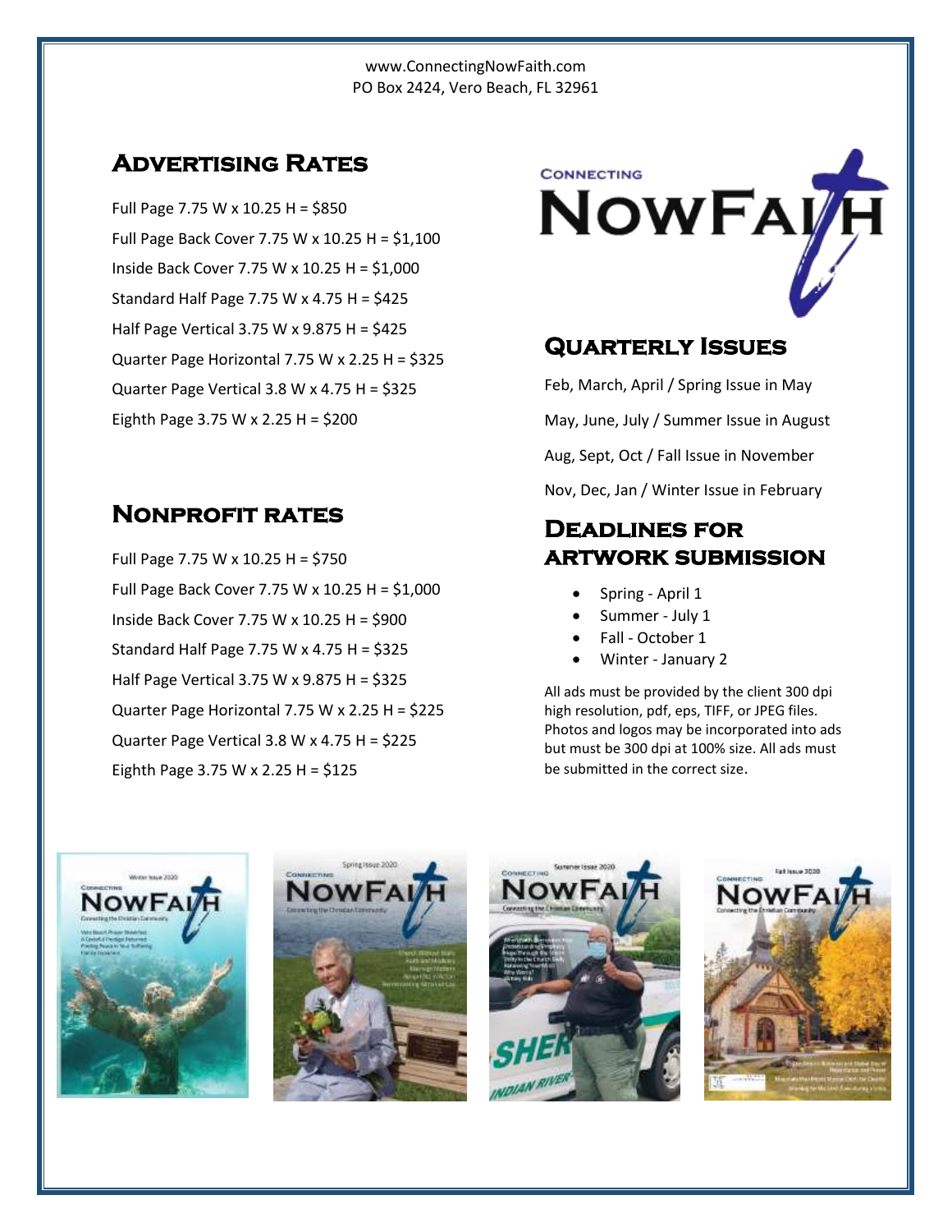www.ConnectingNowFaith.com
PO Box 2424, Vero Beach, FL 32961

## Advertising Rates

Full Page 7.75 W x 10.25 H = $850
Full Page Back Cover 7.75 W x 10.25 H = $1,100
Inside Back Cover 7.75 W x 10.25 H = $1,000
Standard Half Page 7.75 W x 4.75 H = $425
Half Page Vertical 3.75 W x 9.875 H = $425
Quarter Page Horizontal 7.75 W x 2.25 H = $325
Quarter Page Vertical 3.8 W x 4.75 H = $325
Eighth Page 3.75 W x 2.25 H = $200

## Nonprofit rates

Full Page 7.75 W x 10.25 H = $750
Full Page Back Cover 7.75 W x 10.25 H = $1,000
Inside Back Cover 7.75 W x 10.25 H = $900
Standard Half Page 7.75 W x 4.75 H = $325
Half Page Vertical 3.75 W x 9.875 H = $325
Quarter Page Horizontal 7.75 W x 2.25 H = $225
Quarter Page Vertical 3.8 W x 4.75 H = $225
Eighth Page 3.75 W x 2.25 H = $125

Connecting NowFaith

## Quarterly Issues

Feb, March, April / Spring Issue in May

May, June, July / Summer Issue in August

Aug, Sept, Oct / Fall Issue in November

Nov, Dec, Jan / Winter Issue in February

## Deadlines for artwork submission

- Spring - April 1
- Summer - July 1
- Fall - October 1
- Winter - January 2

All ads must be provided by the client 300 dpi high resolution, pdf, eps, TIFF, or JPEG files. Photos and logos may be incorporated into ads but must be 300 dpi at 100% size. All ads must be submitted in the correct size.